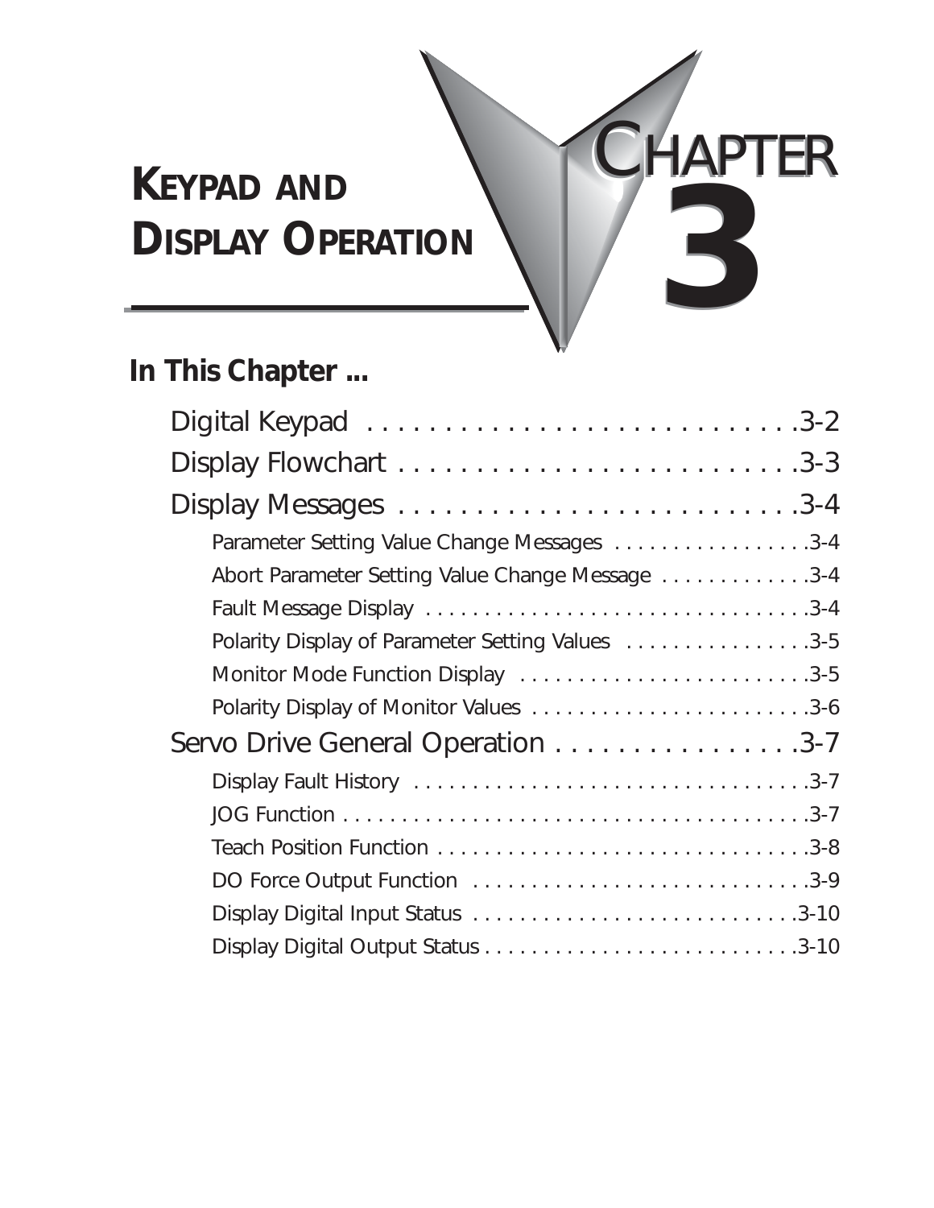# CHAPTER 3

# KEYPAD AND DISPLAY OPERATION

## In This Chapter ...

- Digital Keypad . . . . . . . . . . . . . . . . . . . . . . . . . . . . .3-2
- Display Flowchart . . . . . . . . . . . . . . . . . . . . . . . . . . .3-3
- Display Messages . . . . . . . . . . . . . . . . . . . . . . . . . . .3-4
  - Parameter Setting Value Change Messages . . . . . . . . . . . . . . . . .3-4
  - Abort Parameter Setting Value Change Message . . . . . . . . . . . . .3-4
  - Fault Message Display . . . . . . . . . . . . . . . . . . . . . . . . . . . . . . . .3-4
  - Polarity Display of Parameter Setting Values . . . . . . . . . . . . . . . .3-5
  - Monitor Mode Function Display . . . . . . . . . . . . . . . . . . . . . . . . .3-5
  - Polarity Display of Monitor Values . . . . . . . . . . . . . . . . . . . . . . . .3-6
- Servo Drive General Operation . . . . . . . . . . . . . . . .3-7
  - Display Fault History . . . . . . . . . . . . . . . . . . . . . . . . . . . . . . . . .3-7
  - JOG Function . . . . . . . . . . . . . . . . . . . . . . . . . . . . . . . . . . . . . . .3-7
  - Teach Position Function . . . . . . . . . . . . . . . . . . . . . . . . . . . . . . .3-8
  - DO Force Output Function . . . . . . . . . . . . . . . . . . . . . . . . . . . .3-9
  - Display Digital Input Status . . . . . . . . . . . . . . . . . . . . . . . . . . .3-10
  - Display Digital Output Status . . . . . . . . . . . . . . . . . . . . . . . . . .3-10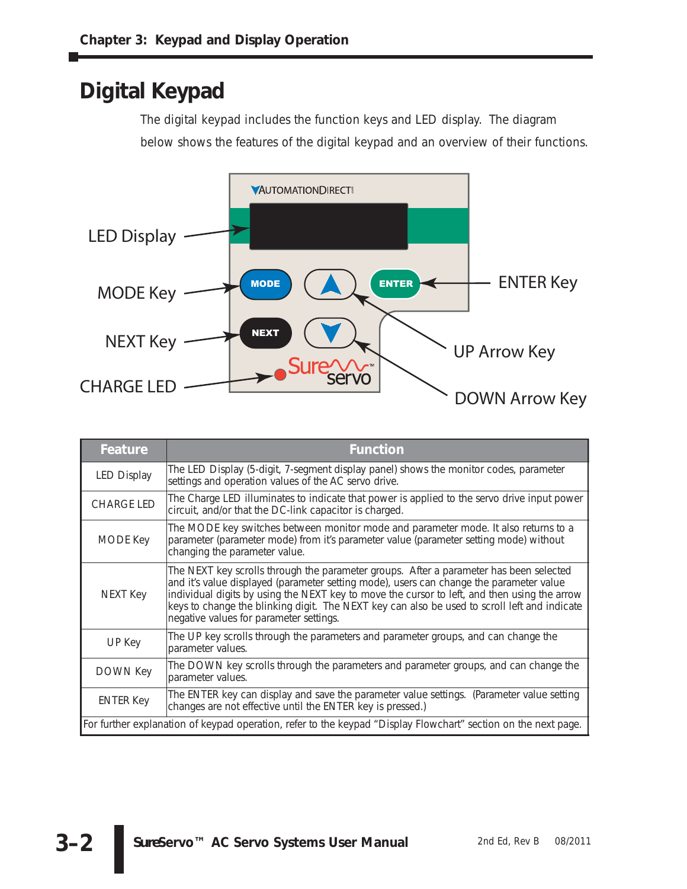## Digital Keypad

The digital keypad includes the function keys and LED display. The diagram below shows the features of the digital keypad and an overview of their functions.

| Feature | Function |
|---|---|
| LED Display | The LED Display (5-digit, 7-segment display panel) shows the monitor codes, parameter settings and operation values of the AC servo drive. |
| CHARGE LED | The Charge LED illuminates to indicate that power is applied to the servo drive input power circuit, and/or that the DC-link capacitor is charged. |
| MODE Key | The MODE key switches between monitor mode and parameter mode. It also returns to a parameter (parameter mode) from it's parameter value (parameter setting mode) without changing the parameter value. |
| NEXT Key | The NEXT key scrolls through the parameter groups. After a parameter has been selected and it's value displayed (parameter setting mode), users can change the parameter value individual digits by using the NEXT key to move the cursor to left, and then using the arrow keys to change the blinking digit. The NEXT key can also be used to scroll left and indicate negative values for parameter settings. |
| UP Key | The UP key scrolls through the parameters and parameter groups, and can change the parameter values. |
| DOWN Key | The DOWN key scrolls through the parameters and parameter groups, and can change the parameter values. |
| ENTER Key | The ENTER key can display and save the parameter value settings. (Parameter value setting changes are not effective until the ENTER key is pressed.) |
| For further explanation of keypad operation, refer to the keypad "Display Flowchart" section on the next page. | |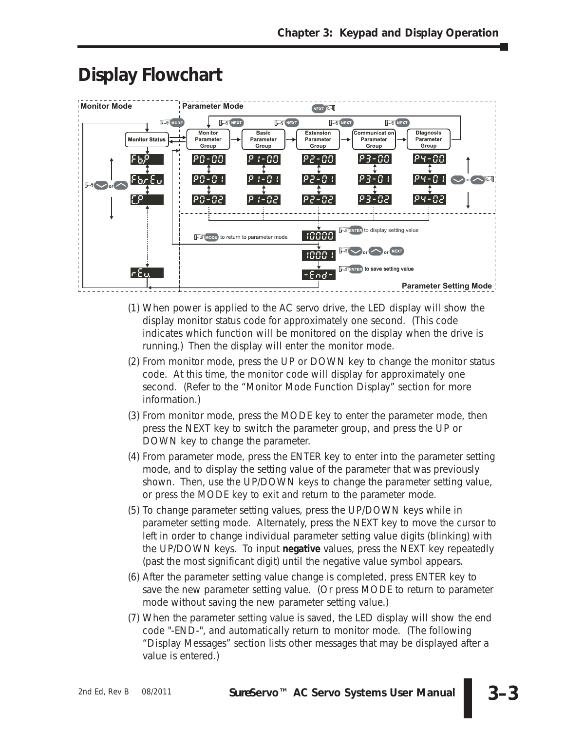# Display Flowchart

Monitor Mode | Parameter Mode

Monitor Status — Monitor Parameter Group — Basic Parameter Group — Extension Parameter Group — Communication Parameter Group — Diagnosis Parameter Group

MODE, NEXT

FbP, FbrEv, CP, rEv

P0-00, P0-01, P0-02

P1-00, P1-01, P1-02

P2-00, P2-01, P2-02

P3-00, P3-01, P3-02

P4-00, P4-01, P4-02

or

MODE to return to parameter mode

10000

ENTER to display setting value

10001

or or NEXT

-End-

ENTER to save setting value

Parameter Setting Mode

(1) When power is applied to the AC servo drive, the LED display will show the display monitor status code for approximately one second. (This code indicates which function will be monitored on the display when the drive is running.) Then the display will enter the monitor mode.

(2) From monitor mode, press the UP or DOWN key to change the monitor status code. At this time, the monitor code will display for approximately one second. (Refer to the "Monitor Mode Function Display" section for more information.)

(3) From monitor mode, press the MODE key to enter the parameter mode, then press the NEXT key to switch the parameter group, and press the UP or DOWN key to change the parameter.

(4) From parameter mode, press the ENTER key to enter into the parameter setting mode, and to display the setting value of the parameter that was previously shown. Then, use the UP/DOWN keys to change the parameter setting value, or press the MODE key to exit and return to the parameter mode.

(5) To change parameter setting values, press the UP/DOWN keys while in parameter setting mode. Alternately, press the NEXT key to move the cursor to left in order to change individual parameter setting value digits (blinking) with the UP/DOWN keys. To input **negative** values, press the NEXT key repeatedly (past the most significant digit) until the negative value symbol appears.

(6) After the parameter setting value change is completed, press ENTER key to save the new parameter setting value. (Or press MODE to return to parameter mode without saving the new parameter setting value.)

(7) When the parameter setting value is saved, the LED display will show the end code "-END-", and automatically return to monitor mode. (The following "Display Messages" section lists other messages that may be displayed after a value is entered.)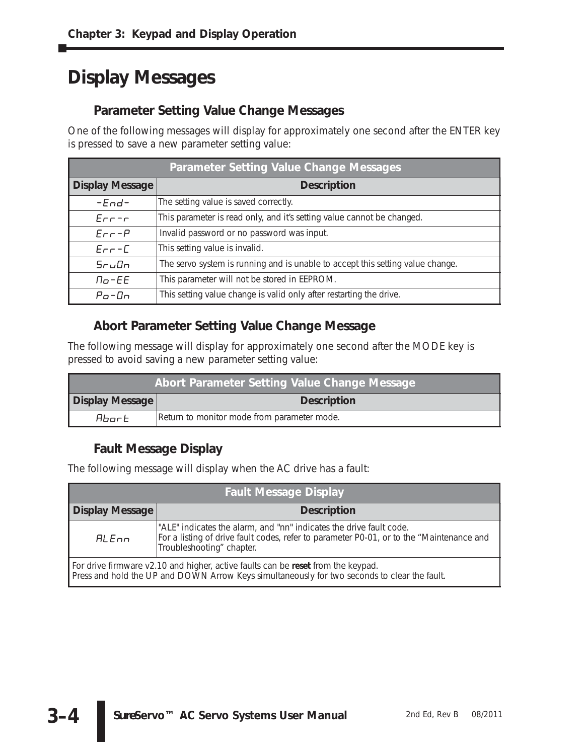# Display Messages

## Parameter Setting Value Change Messages

One of the following messages will display for approximately one second after the ENTER key is pressed to save a new parameter setting value:

| Parameter Setting Value Change Messages | |
|---|---|
| **Display Message** | **Description** |
| -End- | The setting value is saved correctly. |
| Err-r | This parameter is read only, and it's setting value cannot be changed. |
| Err-P | Invalid password or no password was input. |
| Err-C | This setting value is invalid. |
| SruOn | The servo system is running and is unable to accept this setting value change. |
| No-EE | This parameter will not be stored in EEPROM. |
| Po-On | This setting value change is valid only after restarting the drive. |

## Abort Parameter Setting Value Change Message

The following message will display for approximately one second after the MODE key is pressed to avoid saving a new parameter setting value:

| Abort Parameter Setting Value Change Message | |
|---|---|
| **Display Message** | **Description** |
| Abort | Return to monitor mode from parameter mode. |

## Fault Message Display

The following message will display when the AC drive has a fault:

| Fault Message Display | |
|---|---|
| **Display Message** | **Description** |
| ALEnn | "ALE" indicates the alarm, and "nn" indicates the drive fault code.<br>For a listing of drive fault codes, refer to parameter P0-01, or to the "Maintenance and Troubleshooting" chapter. |
| For drive firmware v2.10 and higher, active faults can be **reset** from the keypad.<br>Press and hold the UP and DOWN Arrow Keys simultaneously for two seconds to clear the fault. | |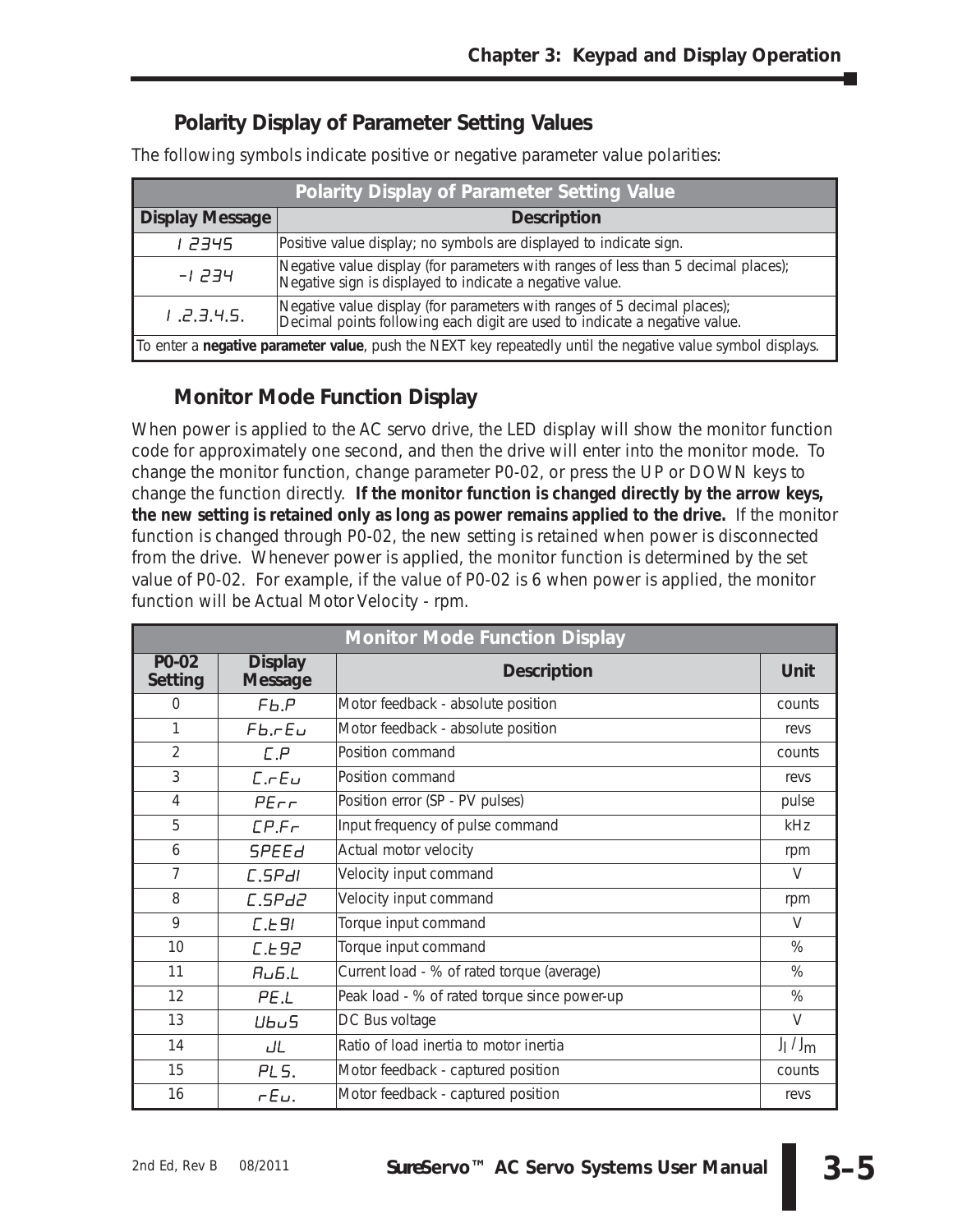## Polarity Display of Parameter Setting Values

The following symbols indicate positive or negative parameter value polarities:

| Polarity Display of Parameter Setting Value | |
|---|---|
| **Display Message** | **Description** |
| 12345 | Positive value display; no symbols are displayed to indicate sign. |
| -1234 | Negative value display (for parameters with ranges of less than 5 decimal places); Negative sign is displayed to indicate a negative value. |
| 1.2.3.4.5. | Negative value display (for parameters with ranges of 5 decimal places); Decimal points following each digit are used to indicate a negative value. |
| To enter a **negative parameter value**, push the NEXT key repeatedly until the negative value symbol displays. | |

## Monitor Mode Function Display

When power is applied to the AC servo drive, the LED display will show the monitor function code for approximately one second, and then the drive will enter into the monitor mode. To change the monitor function, change parameter P0-02, or press the UP or DOWN keys to change the function directly. **If the monitor function is changed directly by the arrow keys, the new setting is retained only as long as power remains applied to the drive.** If the monitor function is changed through P0-02, the new setting is retained when power is disconnected from the drive. Whenever power is applied, the monitor function is determined by the set value of P0-02. For example, if the value of P0-02 is 6 when power is applied, the monitor function will be Actual Motor Velocity - rpm.

| Monitor Mode Function Display | | | |
|---|---|---|---|
| **P0-02 Setting** | **Display Message** | **Description** | **Unit** |
| 0 | Fb.P | Motor feedback - absolute position | counts |
| 1 | Fb.rEu | Motor feedback - absolute position | revs |
| 2 | C.P | Position command | counts |
| 3 | C.rEu | Position command | revs |
| 4 | PErr | Position error (SP - PV pulses) | pulse |
| 5 | CP.Fr | Input frequency of pulse command | kHz |
| 6 | SPEEd | Actual motor velocity | rpm |
| 7 | C.SPd1 | Velocity input command | V |
| 8 | C.SPd2 | Velocity input command | rpm |
| 9 | C.t91 | Torque input command | V |
| 10 | C.t92 | Torque input command | % |
| 11 | AuG.L | Current load - % of rated torque (average) | % |
| 12 | PE.L | Peak load - % of rated torque since power-up | % |
| 13 | UbuS | DC Bus voltage | V |
| 14 | JL | Ratio of load inertia to motor inertia | $J_l / J_m$ |
| 15 | PLS. | Motor feedback - captured position | counts |
| 16 | rEu. | Motor feedback - captured position | revs |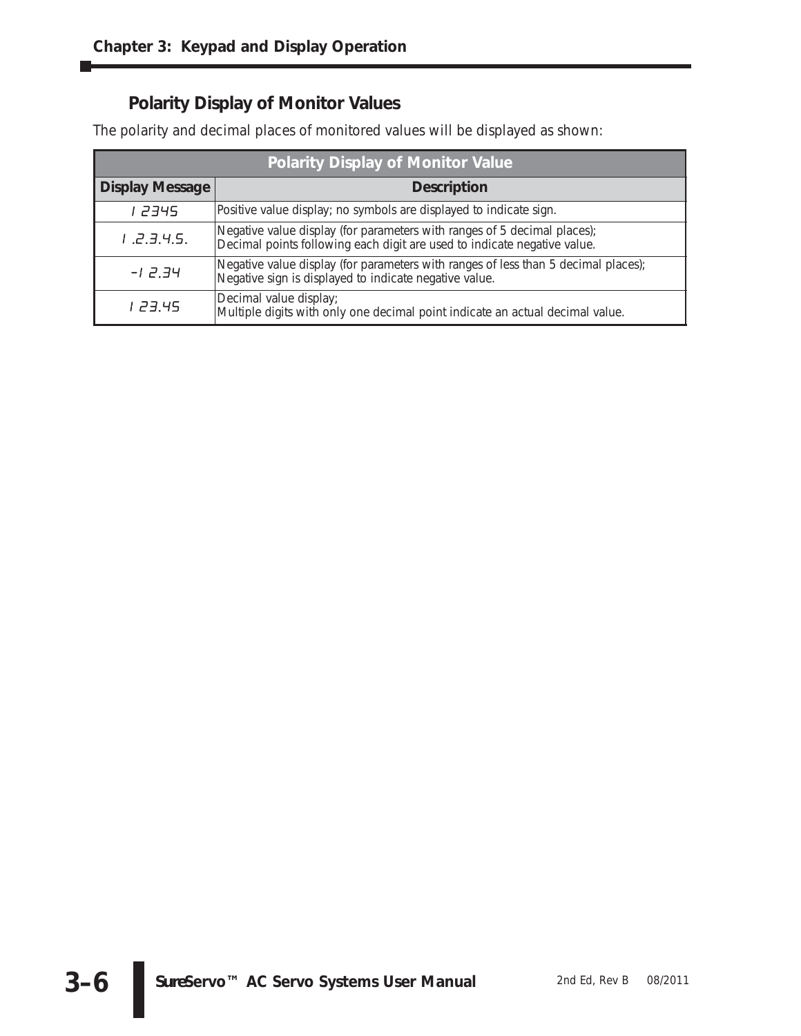## Polarity Display of Monitor Values

The polarity and decimal places of monitored values will be displayed as shown:

| Polarity Display of Monitor Value | |
|---|---|
| **Display Message** | **Description** |
| 1 2345 | Positive value display; no symbols are displayed to indicate sign. |
| 1 .2.3.4.5. | Negative value display (for parameters with ranges of 5 decimal places); Decimal points following each digit are used to indicate negative value. |
| -1 2.34 | Negative value display (for parameters with ranges of less than 5 decimal places); Negative sign is displayed to indicate negative value. |
| 1 23.45 | Decimal value display; Multiple digits with only one decimal point indicate an actual decimal value. |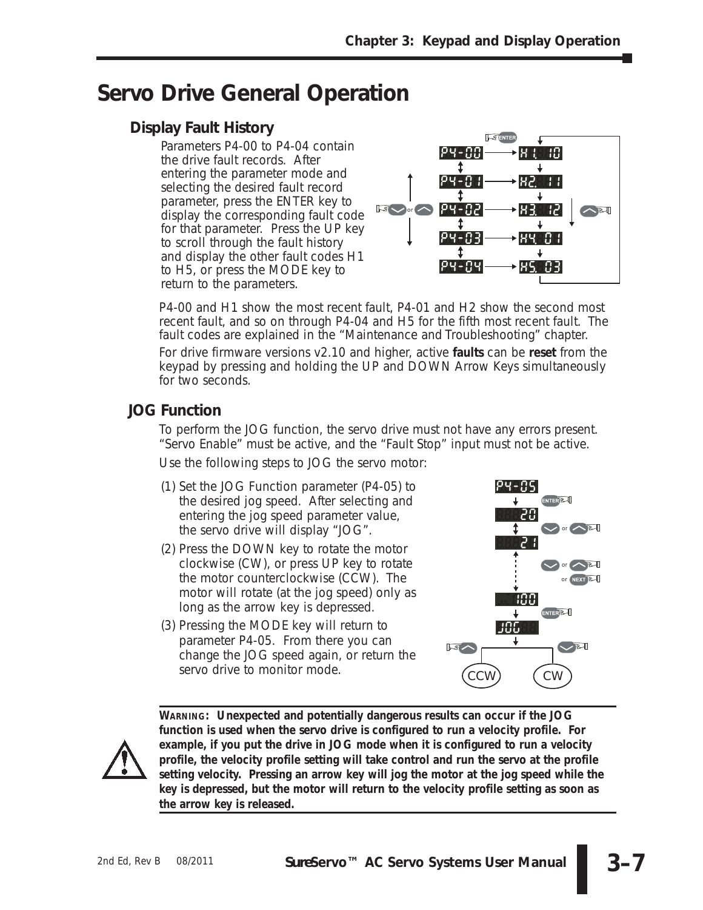# Servo Drive General Operation

## Display Fault History

Parameters P4-00 to P4-04 contain the drive fault records. After entering the parameter mode and selecting the desired fault record parameter, press the ENTER key to display the corresponding fault code for that parameter. Press the UP key to scroll through the fault history and display the other fault codes H1 to H5, or press the MODE key to return to the parameters.

P4-00 and H1 show the most recent fault, P4-01 and H2 show the second most recent fault, and so on through P4-04 and H5 for the fifth most recent fault. The fault codes are explained in the "Maintenance and Troubleshooting" chapter.

For drive firmware versions v2.10 and higher, active **faults** can be **reset** from the keypad by pressing and holding the UP and DOWN Arrow Keys simultaneously for two seconds.

## JOG Function

To perform the JOG function, the servo drive must not have any errors present. "Servo Enable" must be active, and the "Fault Stop" input must not be active.

Use the following steps to JOG the servo motor:

(1) Set the JOG Function parameter (P4-05) to the desired jog speed. After selecting and entering the jog speed parameter value, the servo drive will display "JOG".

(2) Press the DOWN key to rotate the motor clockwise (CW), or press UP key to rotate the motor counterclockwise (CCW). The motor will rotate (at the jog speed) only as long as the arrow key is depressed.

(3) Pressing the MODE key will return to parameter P4-05. From there you can change the JOG speed again, or return the servo drive to monitor mode.

**WARNING: Unexpected and potentially dangerous results can occur if the JOG function is used when the servo drive is configured to run a velocity profile. For example, if you put the drive in JOG mode when it is configured to run a velocity profile, the velocity profile setting will take control and run the servo at the profile setting velocity. Pressing an arrow key will jog the motor at the jog speed while the key is depressed, but the motor will return to the velocity profile setting as soon as the arrow key is released.**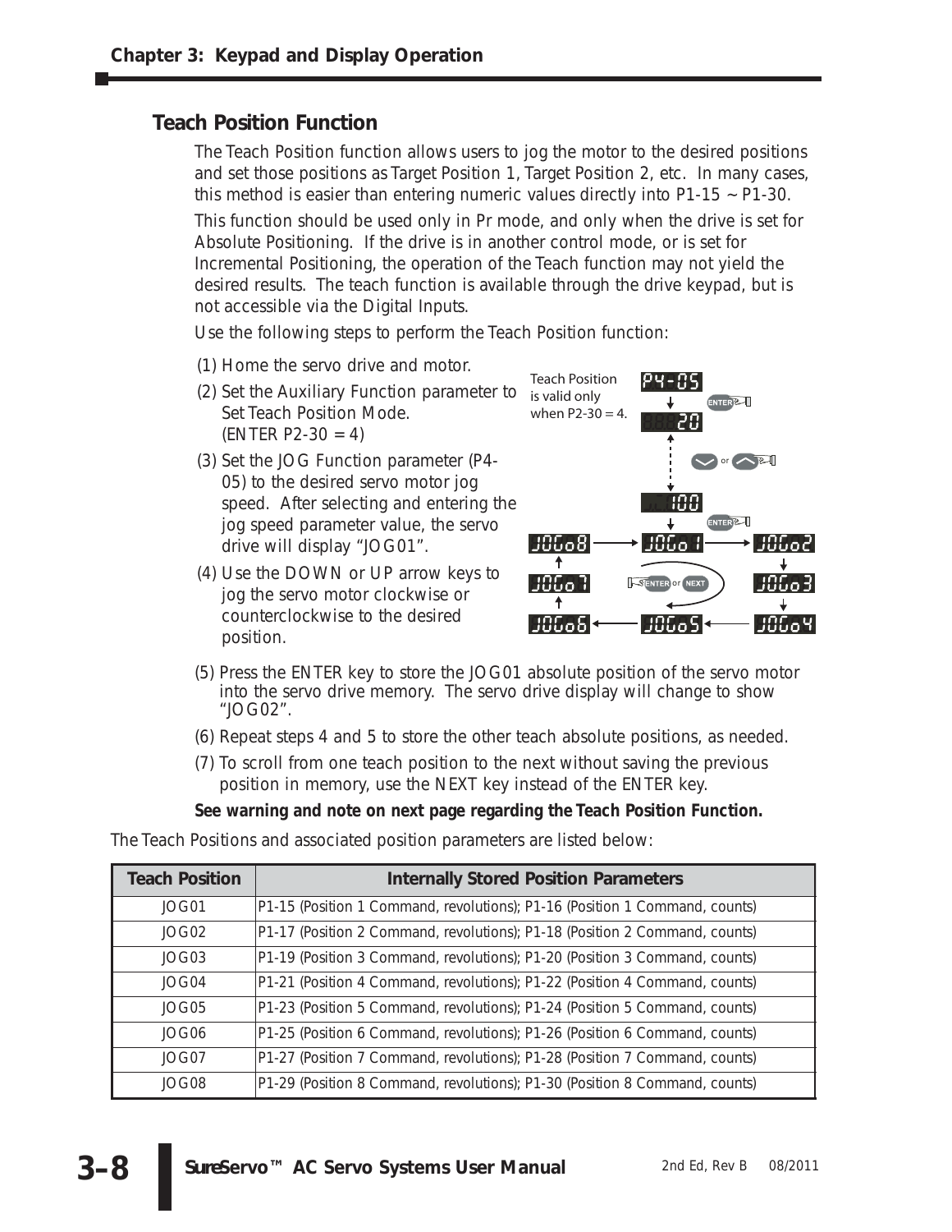## Teach Position Function

The Teach Position function allows users to jog the motor to the desired positions and set those positions as Target Position 1, Target Position 2, etc. In many cases, this method is easier than entering numeric values directly into P1-15 ~ P1-30.

This function should be used only in Pr mode, and only when the drive is set for Absolute Positioning. If the drive is in another control mode, or is set for Incremental Positioning, the operation of the Teach function may not yield the desired results. The teach function is available through the drive keypad, but is not accessible via the Digital Inputs.

Use the following steps to perform the Teach Position function:

(1) Home the servo drive and motor.

(2) Set the Auxiliary Function parameter to Set Teach Position Mode. (ENTER P2-30 = 4)

(3) Set the JOG Function parameter (P4-05) to the desired servo motor jog speed. After selecting and entering the jog speed parameter value, the servo drive will display "JOG01".

(4) Use the DOWN or UP arrow keys to jog the servo motor clockwise or counterclockwise to the desired position.

Teach Position is valid only when P2-30 = 4.

(5) Press the ENTER key to store the JOG01 absolute position of the servo motor into the servo drive memory. The servo drive display will change to show "JOG02".

(6) Repeat steps 4 and 5 to store the other teach absolute positions, as needed.

(7) To scroll from one teach position to the next without saving the previous position in memory, use the NEXT key instead of the ENTER key.

**See warning and note on next page regarding the Teach Position Function.**

The Teach Positions and associated position parameters are listed below:

| Teach Position | Internally Stored Position Parameters |
|---|---|
| JOG01 | P1-15 (Position 1 Command, revolutions); P1-16 (Position 1 Command, counts) |
| JOG02 | P1-17 (Position 2 Command, revolutions); P1-18 (Position 2 Command, counts) |
| JOG03 | P1-19 (Position 3 Command, revolutions); P1-20 (Position 3 Command, counts) |
| JOG04 | P1-21 (Position 4 Command, revolutions); P1-22 (Position 4 Command, counts) |
| JOG05 | P1-23 (Position 5 Command, revolutions); P1-24 (Position 5 Command, counts) |
| JOG06 | P1-25 (Position 6 Command, revolutions); P1-26 (Position 6 Command, counts) |
| JOG07 | P1-27 (Position 7 Command, revolutions); P1-28 (Position 7 Command, counts) |
| JOG08 | P1-29 (Position 8 Command, revolutions); P1-30 (Position 8 Command, counts) |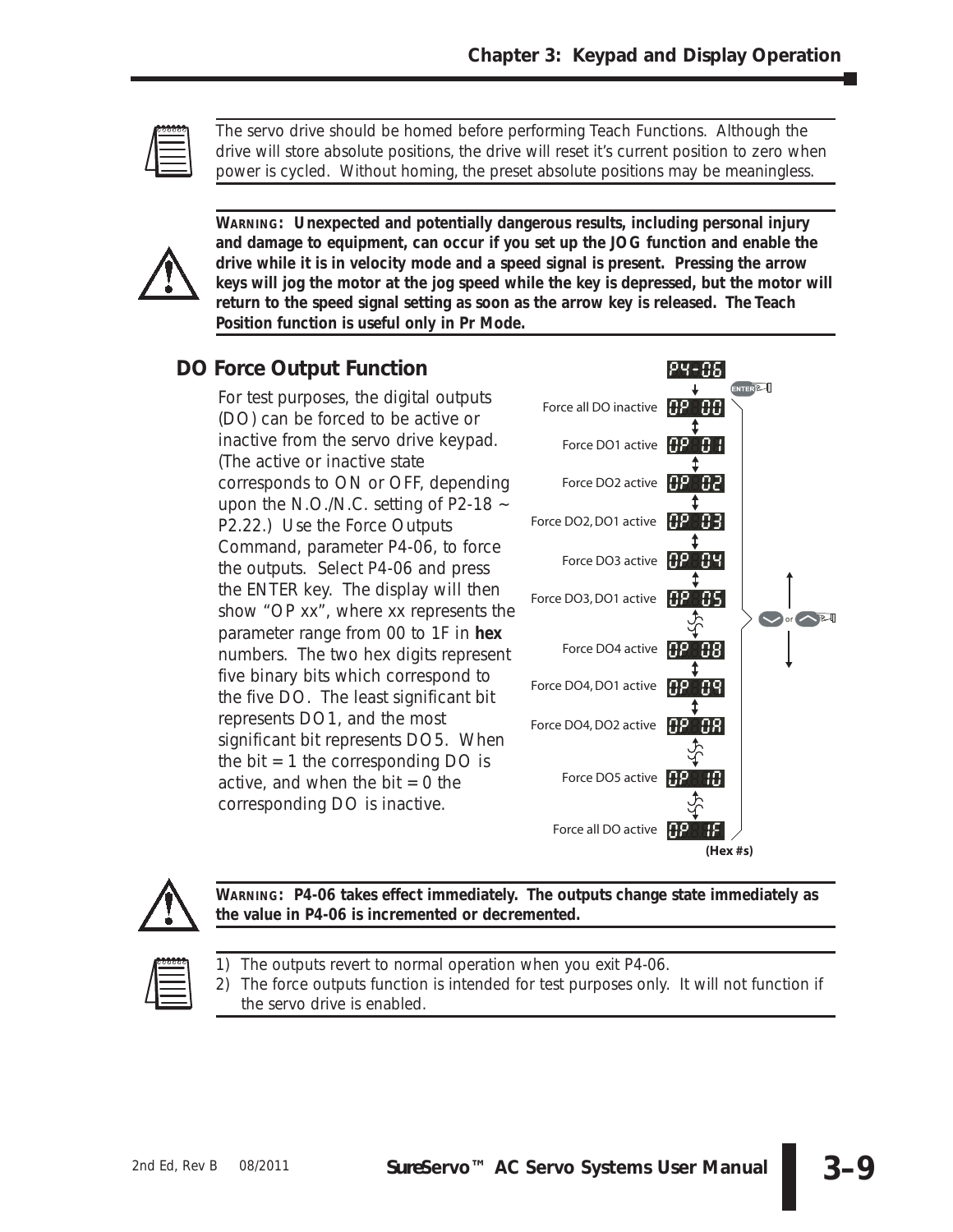The servo drive should be homed before performing Teach Functions. Although the drive will store absolute positions, the drive will reset it's current position to zero when power is cycled. Without homing, the preset absolute positions may be meaningless.

**WARNING: Unexpected and potentially dangerous results, including personal injury and damage to equipment, can occur if you set up the JOG function and enable the drive while it is in velocity mode and a speed signal is present. Pressing the arrow keys will jog the motor at the jog speed while the key is depressed, but the motor will return to the speed signal setting as soon as the arrow key is released. The Teach Position function is useful only in Pr Mode.**

## DO Force Output Function

For test purposes, the digital outputs (DO) can be forced to be active or inactive from the servo drive keypad. (The active or inactive state corresponds to ON or OFF, depending upon the N.O./N.C. setting of P2-18 ~ P2.22.) Use the Force Outputs Command, parameter P4-06, to force the outputs. Select P4-06 and press the ENTER key. The display will then show "OP xx", where xx represents the parameter range from 00 to 1F in **hex** numbers. The two hex digits represent five binary bits which correspond to the five DO. The least significant bit represents DO1, and the most significant bit represents DO5. When the bit = 1 the corresponding DO is active, and when the bit = 0 the corresponding DO is inactive.

P4-06 → ENTER

| Function | Display |
|---|---|
| Force all DO inactive | OP 00 |
| Force DO1 active | OP 01 |
| Force DO2 active | OP 02 |
| Force DO2, DO1 active | OP 03 |
| Force DO3 active | OP 04 |
| Force DO3, DO1 active | OP 05 |
| Force DO4 active | OP 08 |
| Force DO4, DO1 active | OP 09 |
| Force DO4, DO2 active | OP 0A |
| Force DO5 active | OP 10 |
| Force all DO active | OP 1F |

(Hex #s)

Use the down or up arrow keys to change the value.

**WARNING: P4-06 takes effect immediately. The outputs change state immediately as the value in P4-06 is incremented or decremented.**

1) The outputs revert to normal operation when you exit P4-06.
2) The force outputs function is intended for test purposes only. It will not function if the servo drive is enabled.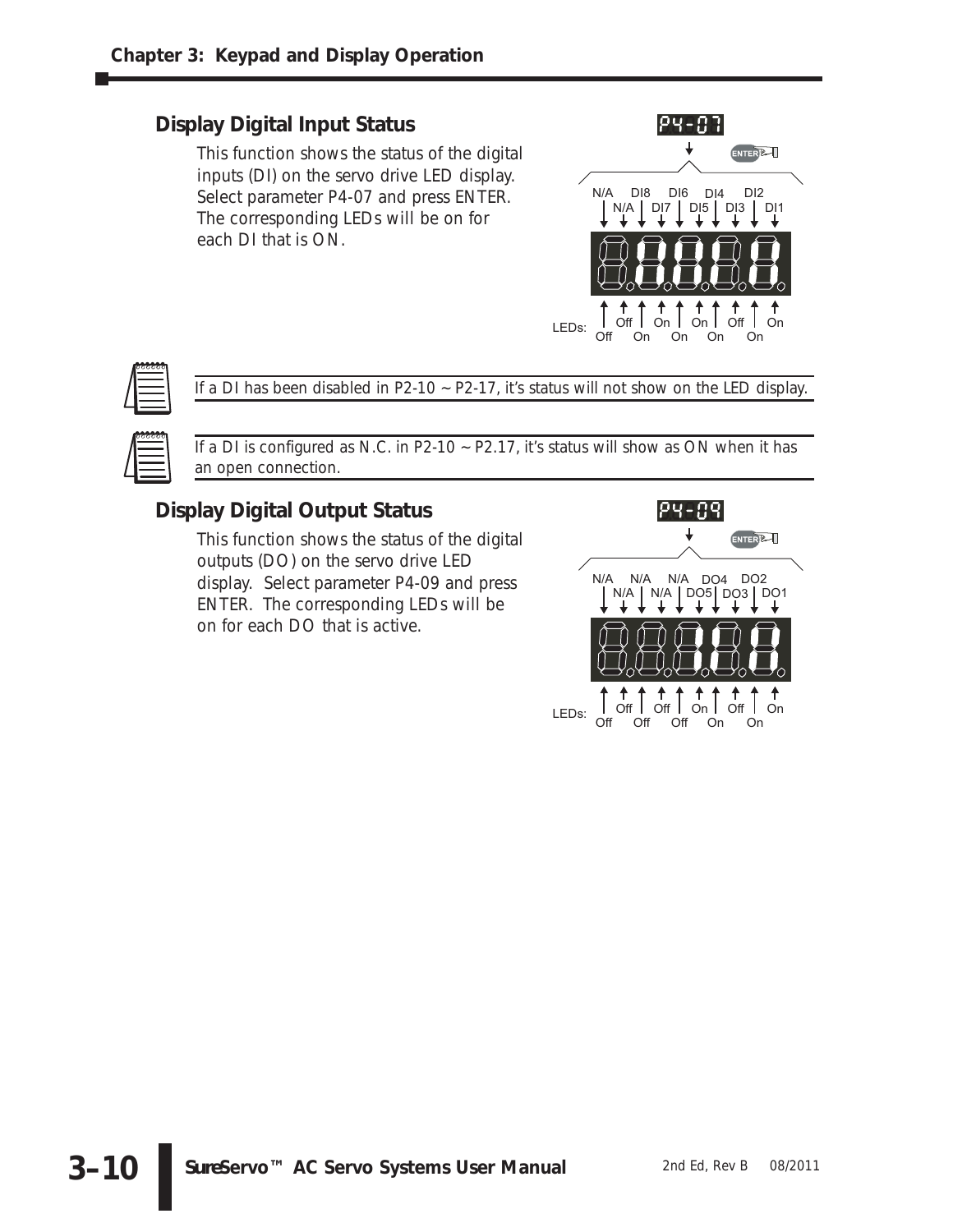## Display Digital Input Status

This function shows the status of the digital inputs (DI) on the servo drive LED display. Select parameter P4-07 and press ENTER. The corresponding LEDs will be on for each DI that is ON.

P4-07

ENTER

N/A DI8 DI6 DI4 DI2
N/A DI7 DI5 DI3 DI1

LEDs: Off Off On On On On On Off On On

If a DI has been disabled in P2-10 ~ P2-17, it's status will not show on the LED display.

If a DI is configured as N.C. in P2-10 ~ P2.17, it's status will show as ON when it has an open connection.

## Display Digital Output Status

This function shows the status of the digital outputs (DO) on the servo drive LED display. Select parameter P4-09 and press ENTER. The corresponding LEDs will be on for each DO that is active.

P4-09

ENTER

N/A N/A N/A DO4 DO2
N/A N/A DO5 DO3 DO1

LEDs: Off Off Off Off Off On On Off On On